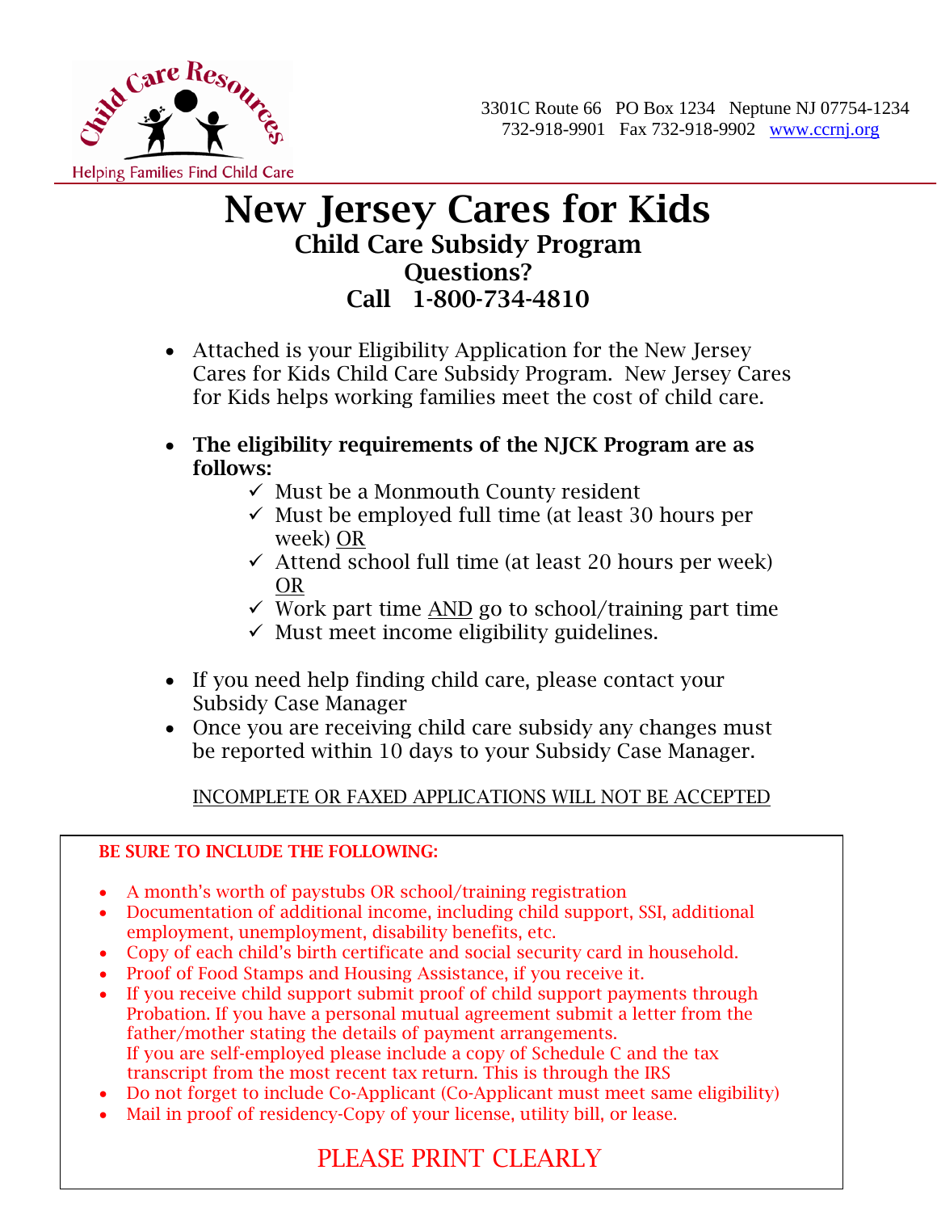Child Care Resources
Helping Families Find Child Care

3301C Route 66 PO Box 1234 Neptune NJ 07754-1234
732-918-9901 Fax 732-918-9902 www.ccrnj.org

# New Jersey Cares for Kids

## Child Care Subsidy Program
## Questions?
## Call 1-800-734-4810

- Attached is your Eligibility Application for the New Jersey Cares for Kids Child Care Subsidy Program. New Jersey Cares for Kids helps working families meet the cost of child care.

- **The eligibility requirements of the NJCK Program are as follows:**
  - ✓ Must be a Monmouth County resident
  - ✓ Must be employed full time (at least 30 hours per week) <u>OR</u>
  - ✓ Attend school full time (at least 20 hours per week) <u>OR</u>
  - ✓ Work part time <u>AND</u> go to school/training part time
  - ✓ Must meet income eligibility guidelines.

- If you need help finding child care, please contact your Subsidy Case Manager
- Once you are receiving child care subsidy any changes must be reported within 10 days to your Subsidy Case Manager.

<u>INCOMPLETE OR FAXED APPLICATIONS WILL NOT BE ACCEPTED</u>

**BE SURE TO INCLUDE THE FOLLOWING:**

- A month's worth of paystubs OR school/training registration
- Documentation of additional income, including child support, SSI, additional employment, unemployment, disability benefits, etc.
- Copy of each child's birth certificate and social security card in household.
- Proof of Food Stamps and Housing Assistance, if you receive it.
- If you receive child support submit proof of child support payments through Probation. If you have a personal mutual agreement submit a letter from the father/mother stating the details of payment arrangements.
  If you are self-employed please include a copy of Schedule C and the tax transcript from the most recent tax return. This is through the IRS
- Do not forget to include Co-Applicant (Co-Applicant must meet same eligibility)
- Mail in proof of residency-Copy of your license, utility bill, or lease.

PLEASE PRINT CLEARLY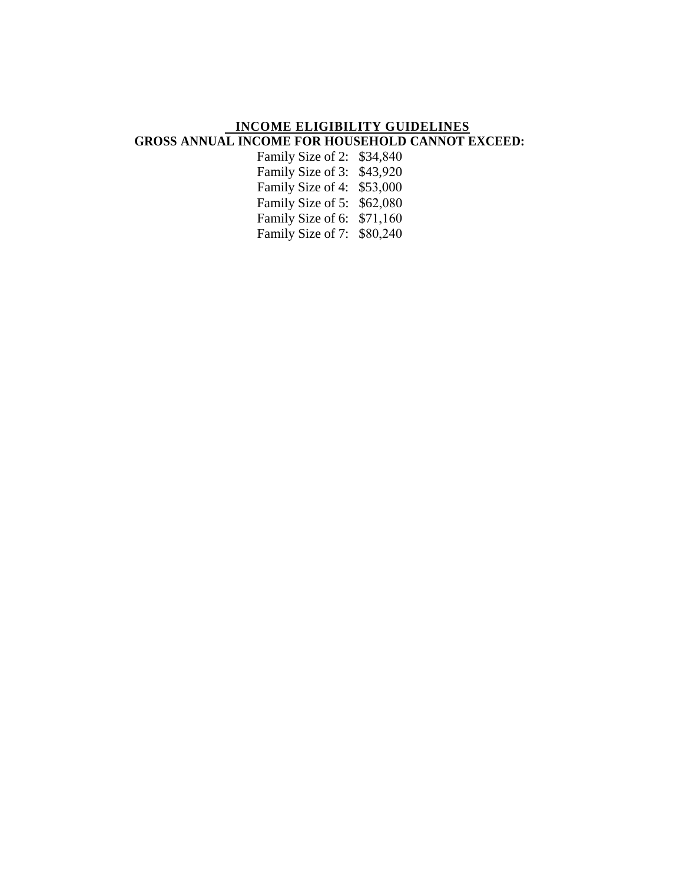## INCOME ELIGIBILITY GUIDELINES

**GROSS ANNUAL INCOME FOR HOUSEHOLD CANNOT EXCEED:**

Family Size of 2: $34,840
Family Size of 3: $43,920
Family Size of 4: $53,000
Family Size of 5: $62,080
Family Size of 6: $71,160
Family Size of 7: $80,240